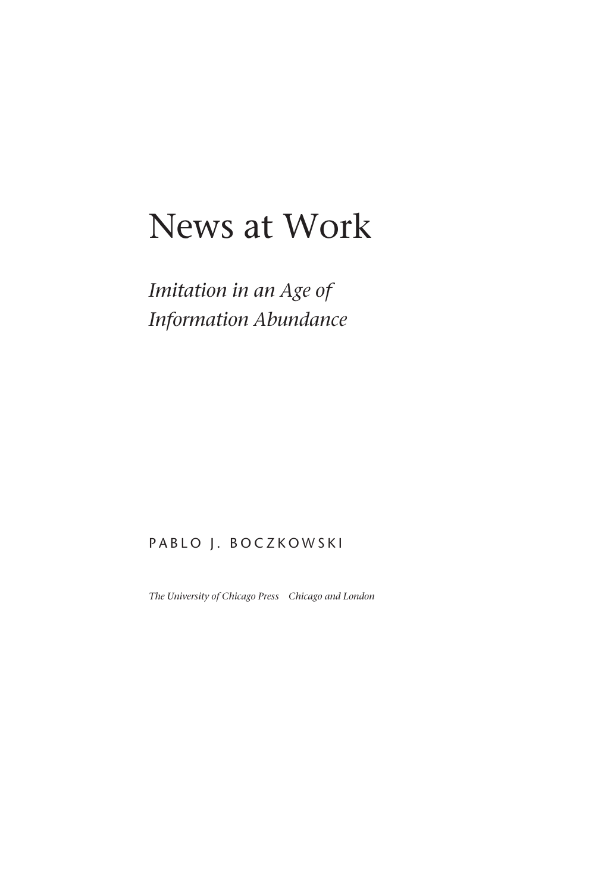# News at Work

## *Imitation in an Age of Information Abundance*

PABLO J. BOCZKOWSKI

*The University of Chicago Press    Chicago and London*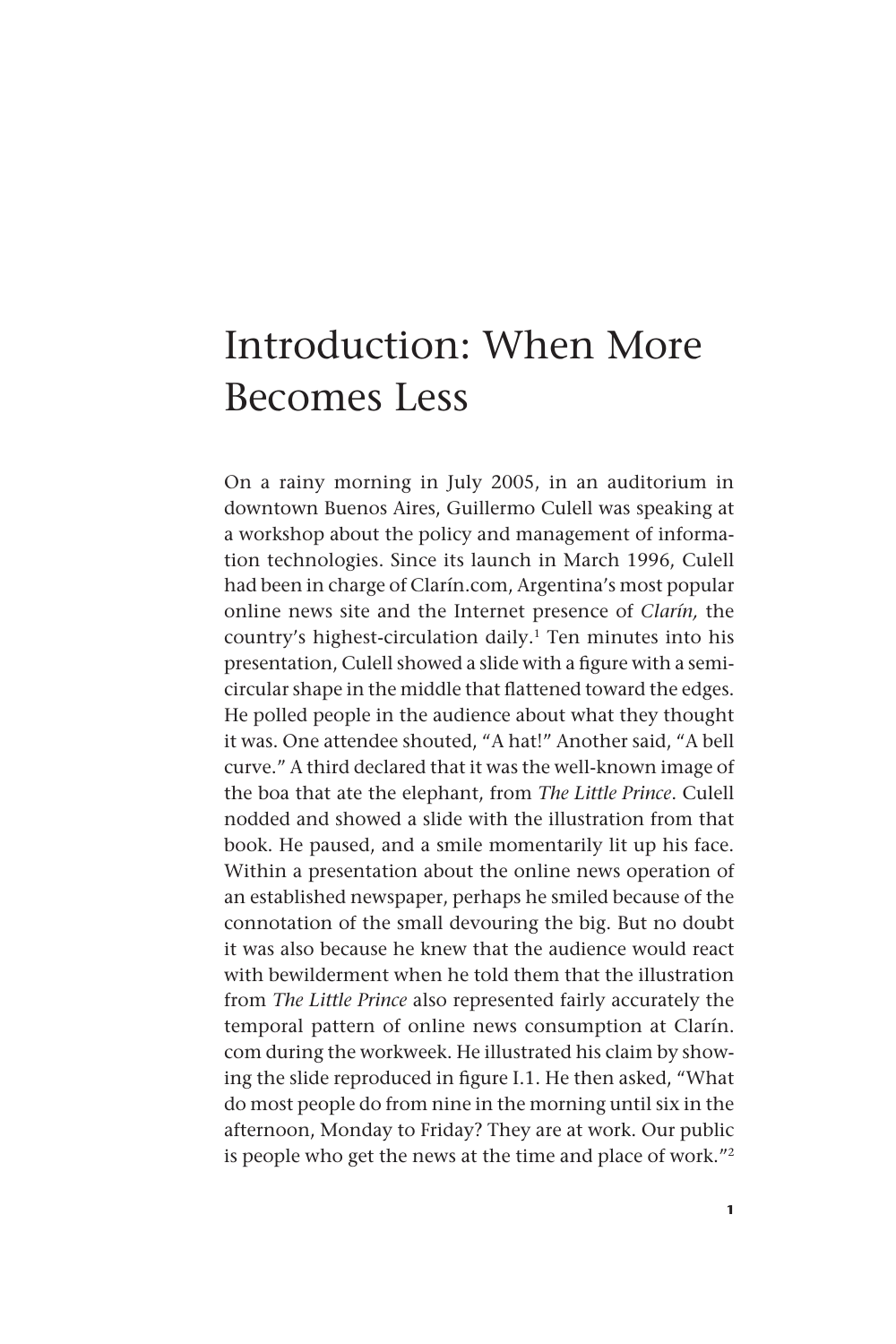# Introduction: When More Becomes Less

On a rainy morning in July 2005, in an auditorium in downtown Buenos Aires, Guillermo Culell was speaking at a workshop about the policy and management of information technologies. Since its launch in March 1996, Culell had been in charge of Clarín.com, Argentina's most popular online news site and the Internet presence of *Clarín,* the country's highest-circulation daily.[1] Ten minutes into his presentation, Culell showed a slide with a figure with a semicircular shape in the middle that flattened toward the edges. He polled people in the audience about what they thought it was. One attendee shouted, "A hat!" Another said, "A bell curve." A third declared that it was the well-known image of the boa that ate the elephant, from *The Little Prince*. Culell nodded and showed a slide with the illustration from that book. He paused, and a smile momentarily lit up his face. Within a presentation about the online news operation of an established newspaper, perhaps he smiled because of the connotation of the small devouring the big. But no doubt it was also because he knew that the audience would react with bewilderment when he told them that the illustration from *The Little Prince* also represented fairly accurately the temporal pattern of online news consumption at Clarín.com during the workweek. He illustrated his claim by showing the slide reproduced in figure I.1. He then asked, "What do most people do from nine in the morning until six in the afternoon, Monday to Friday? They are at work. Our public is people who get the news at the time and place of work."[2]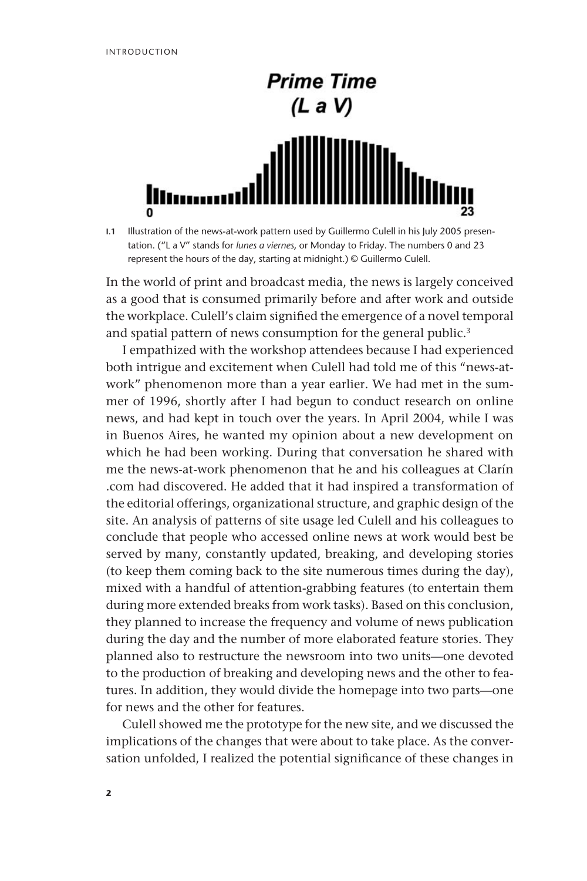**Prime Time**
**(L a V)**

0 23

**I.1** Illustration of the news-at-work pattern used by Guillermo Culell in his July 2005 presentation. ("L a V" stands for *lunes a viernes*, or Monday to Friday. The numbers 0 and 23 represent the hours of the day, starting at midnight.) © Guillermo Culell.

In the world of print and broadcast media, the news is largely conceived as a good that is consumed primarily before and after work and outside the workplace. Culell's claim signified the emergence of a novel temporal and spatial pattern of news consumption for the general public.[3]

I empathized with the workshop attendees because I had experienced both intrigue and excitement when Culell had told me of this "news-at-work" phenomenon more than a year earlier. We had met in the summer of 1996, shortly after I had begun to conduct research on online news, and had kept in touch over the years. In April 2004, while I was in Buenos Aires, he wanted my opinion about a new development on which he had been working. During that conversation he shared with me the news-at-work phenomenon that he and his colleagues at Clarín.com had discovered. He added that it had inspired a transformation of the editorial offerings, organizational structure, and graphic design of the site. An analysis of patterns of site usage led Culell and his colleagues to conclude that people who accessed online news at work would best be served by many, constantly updated, breaking, and developing stories (to keep them coming back to the site numerous times during the day), mixed with a handful of attention-grabbing features (to entertain them during more extended breaks from work tasks). Based on this conclusion, they planned to increase the frequency and volume of news publication during the day and the number of more elaborated feature stories. They planned also to restructure the newsroom into two units—one devoted to the production of breaking and developing news and the other to features. In addition, they would divide the homepage into two parts—one for news and the other for features.

Culell showed me the prototype for the new site, and we discussed the implications of the changes that were about to take place. As the conversation unfolded, I realized the potential significance of these changes in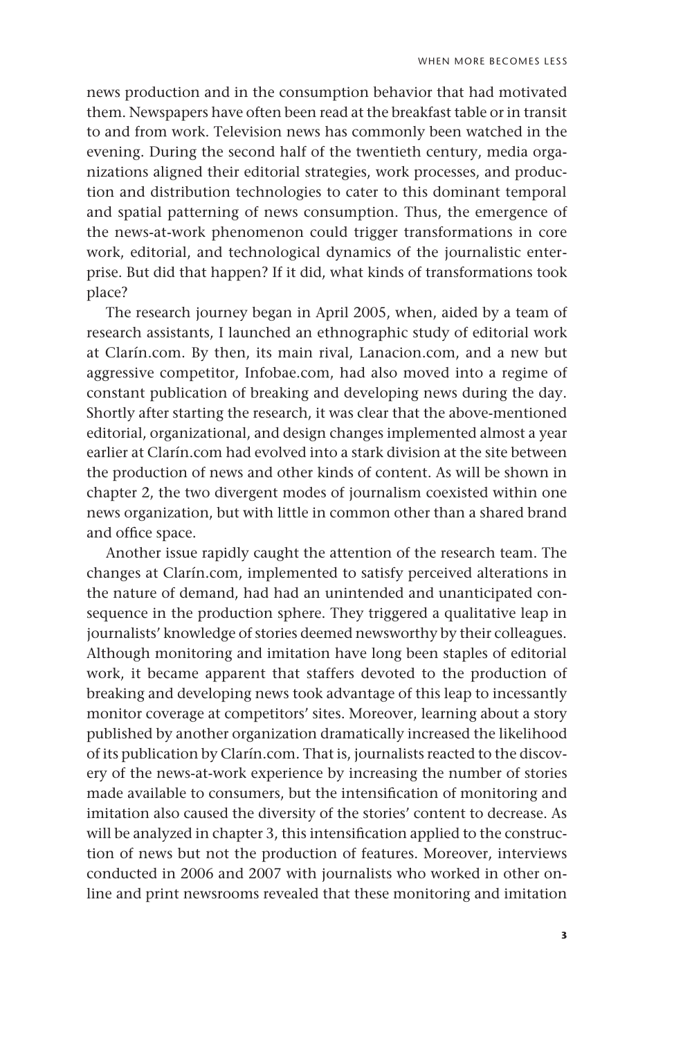news production and in the consumption behavior that had motivated them. Newspapers have often been read at the breakfast table or in transit to and from work. Television news has commonly been watched in the evening. During the second half of the twentieth century, media organizations aligned their editorial strategies, work processes, and production and distribution technologies to cater to this dominant temporal and spatial patterning of news consumption. Thus, the emergence of the news-at-work phenomenon could trigger transformations in core work, editorial, and technological dynamics of the journalistic enterprise. But did that happen? If it did, what kinds of transformations took place?

The research journey began in April 2005, when, aided by a team of research assistants, I launched an ethnographic study of editorial work at Clarín.com. By then, its main rival, Lanacion.com, and a new but aggressive competitor, Infobae.com, had also moved into a regime of constant publication of breaking and developing news during the day. Shortly after starting the research, it was clear that the above-mentioned editorial, organizational, and design changes implemented almost a year earlier at Clarín.com had evolved into a stark division at the site between the production of news and other kinds of content. As will be shown in chapter 2, the two divergent modes of journalism coexisted within one news organization, but with little in common other than a shared brand and office space.

Another issue rapidly caught the attention of the research team. The changes at Clarín.com, implemented to satisfy perceived alterations in the nature of demand, had had an unintended and unanticipated consequence in the production sphere. They triggered a qualitative leap in journalists' knowledge of stories deemed newsworthy by their colleagues. Although monitoring and imitation have long been staples of editorial work, it became apparent that staffers devoted to the production of breaking and developing news took advantage of this leap to incessantly monitor coverage at competitors' sites. Moreover, learning about a story published by another organization dramatically increased the likelihood of its publication by Clarín.com. That is, journalists reacted to the discovery of the news-at-work experience by increasing the number of stories made available to consumers, but the intensification of monitoring and imitation also caused the diversity of the stories' content to decrease. As will be analyzed in chapter 3, this intensification applied to the construction of news but not the production of features. Moreover, interviews conducted in 2006 and 2007 with journalists who worked in other online and print newsrooms revealed that these monitoring and imitation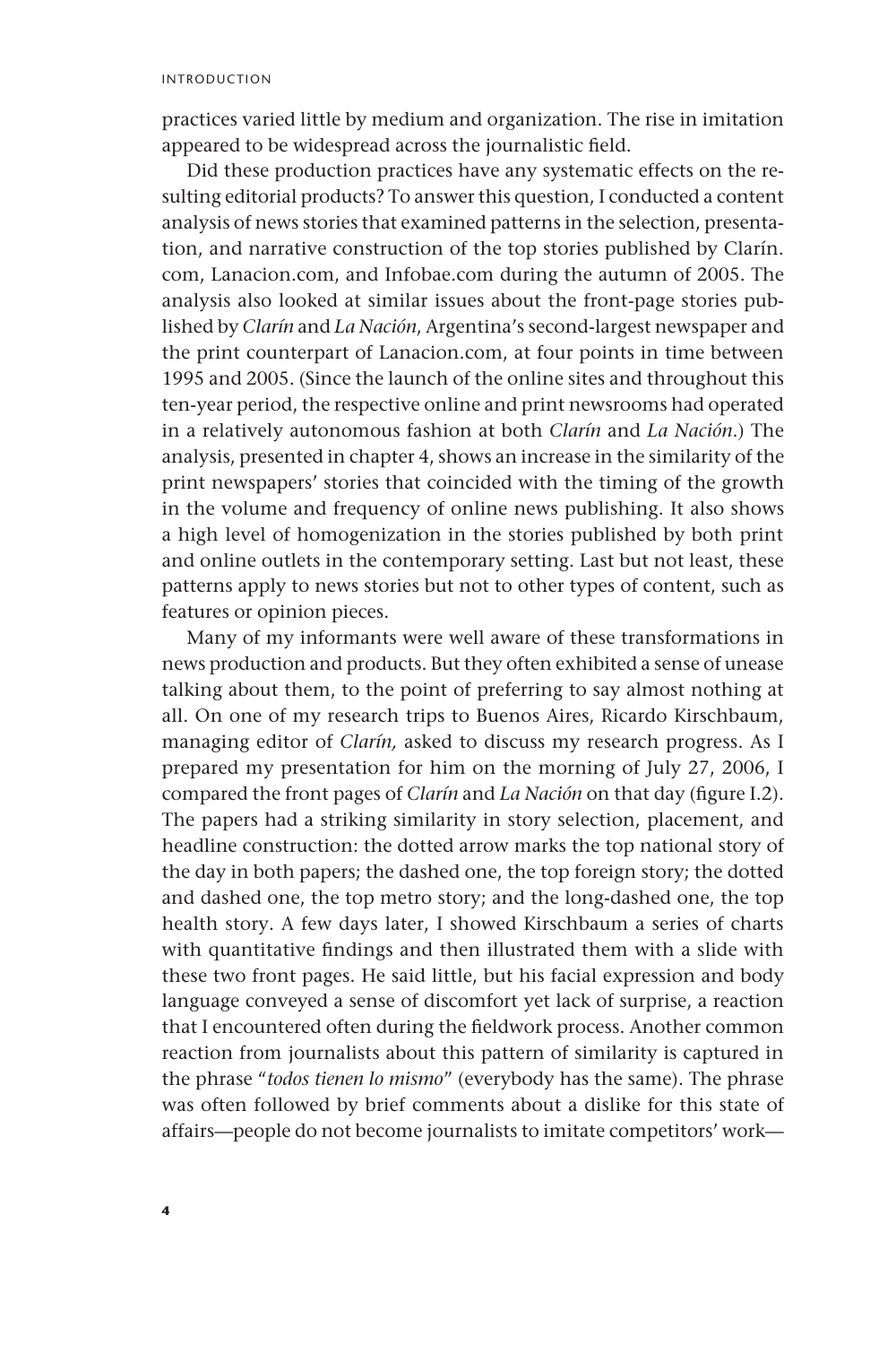practices varied little by medium and organization. The rise in imitation appeared to be widespread across the journalistic field.

Did these production practices have any systematic effects on the resulting editorial products? To answer this question, I conducted a content analysis of news stories that examined patterns in the selection, presentation, and narrative construction of the top stories published by Clarín.com, Lanacion.com, and Infobae.com during the autumn of 2005. The analysis also looked at similar issues about the front-page stories published by *Clarín* and *La Nación*, Argentina's second-largest newspaper and the print counterpart of Lanacion.com, at four points in time between 1995 and 2005. (Since the launch of the online sites and throughout this ten-year period, the respective online and print newsrooms had operated in a relatively autonomous fashion at both *Clarín* and *La Nación*.) The analysis, presented in chapter 4, shows an increase in the similarity of the print newspapers' stories that coincided with the timing of the growth in the volume and frequency of online news publishing. It also shows a high level of homogenization in the stories published by both print and online outlets in the contemporary setting. Last but not least, these patterns apply to news stories but not to other types of content, such as features or opinion pieces.

Many of my informants were well aware of these transformations in news production and products. But they often exhibited a sense of unease talking about them, to the point of preferring to say almost nothing at all. On one of my research trips to Buenos Aires, Ricardo Kirschbaum, managing editor of *Clarín,* asked to discuss my research progress. As I prepared my presentation for him on the morning of July 27, 2006, I compared the front pages of *Clarín* and *La Nación* on that day (figure I.2). The papers had a striking similarity in story selection, placement, and headline construction: the dotted arrow marks the top national story of the day in both papers; the dashed one, the top foreign story; the dotted and dashed one, the top metro story; and the long-dashed one, the top health story. A few days later, I showed Kirschbaum a series of charts with quantitative findings and then illustrated them with a slide with these two front pages. He said little, but his facial expression and body language conveyed a sense of discomfort yet lack of surprise, a reaction that I encountered often during the fieldwork process. Another common reaction from journalists about this pattern of similarity is captured in the phrase "*todos tienen lo mismo*" (everybody has the same). The phrase was often followed by brief comments about a dislike for this state of affairs—people do not become journalists to imitate competitors' work—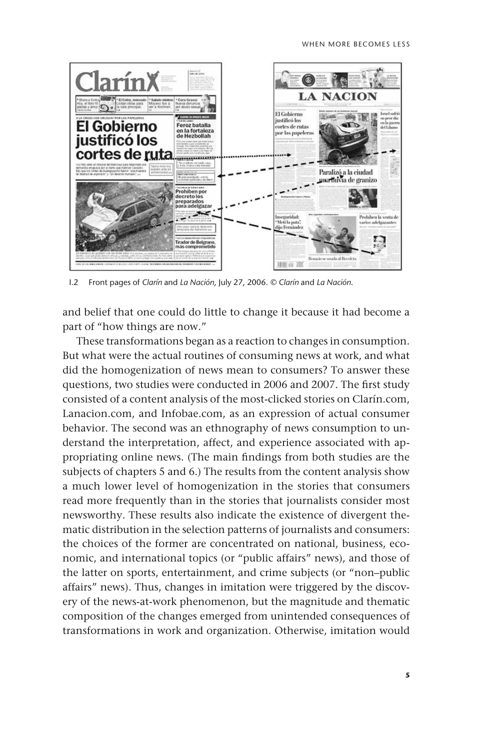I.2 Front pages of *Clarín* and *La Nación*, July 27, 2006. © *Clarín* and *La Nación*.

and belief that one could do little to change it because it had become a part of "how things are now."

These transformations began as a reaction to changes in consumption. But what were the actual routines of consuming news at work, and what did the homogenization of news mean to consumers? To answer these questions, two studies were conducted in 2006 and 2007. The first study consisted of a content analysis of the most-clicked stories on Clarín.com, Lanacion.com, and Infobae.com, as an expression of actual consumer behavior. The second was an ethnography of news consumption to understand the interpretation, affect, and experience associated with appropriating online news. (The main findings from both studies are the subjects of chapters 5 and 6.) The results from the content analysis show a much lower level of homogenization in the stories that consumers read more frequently than in the stories that journalists consider most newsworthy. These results also indicate the existence of divergent thematic distribution in the selection patterns of journalists and consumers: the choices of the former are concentrated on national, business, economic, and international topics (or "public affairs" news), and those of the latter on sports, entertainment, and crime subjects (or "non–public affairs" news). Thus, changes in imitation were triggered by the discovery of the news-at-work phenomenon, but the magnitude and thematic composition of the changes emerged from unintended consequences of transformations in work and organization. Otherwise, imitation would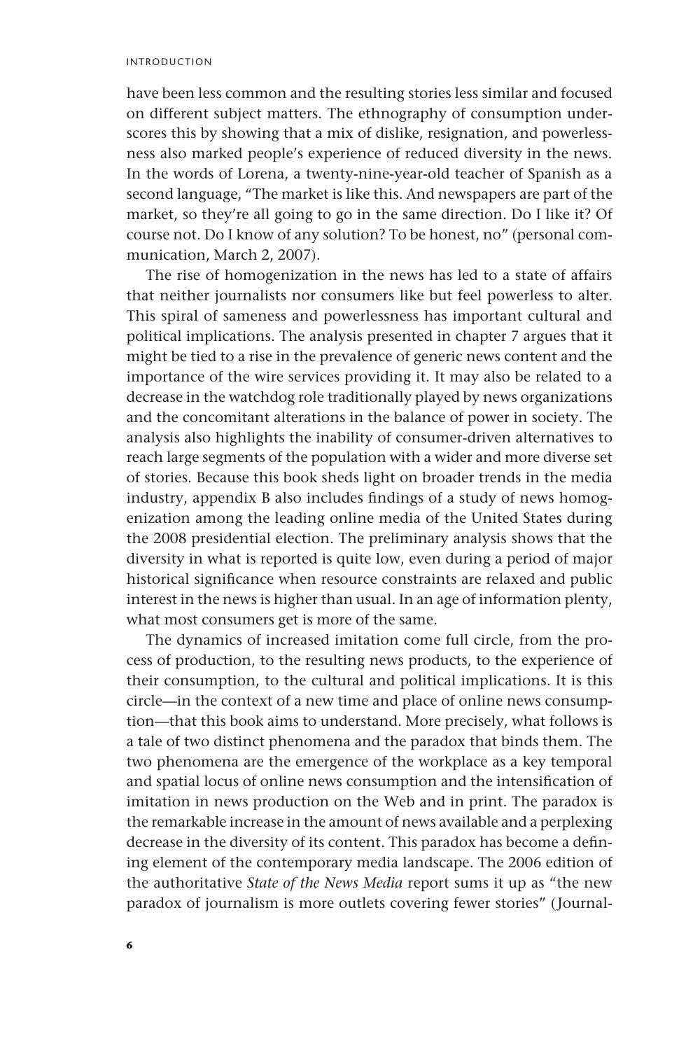have been less common and the resulting stories less similar and focused on different subject matters. The ethnography of consumption underscores this by showing that a mix of dislike, resignation, and powerlessness also marked people's experience of reduced diversity in the news. In the words of Lorena, a twenty-nine-year-old teacher of Spanish as a second language, "The market is like this. And newspapers are part of the market, so they're all going to go in the same direction. Do I like it? Of course not. Do I know of any solution? To be honest, no" (personal communication, March 2, 2007).

The rise of homogenization in the news has led to a state of affairs that neither journalists nor consumers like but feel powerless to alter. This spiral of sameness and powerlessness has important cultural and political implications. The analysis presented in chapter 7 argues that it might be tied to a rise in the prevalence of generic news content and the importance of the wire services providing it. It may also be related to a decrease in the watchdog role traditionally played by news organizations and the concomitant alterations in the balance of power in society. The analysis also highlights the inability of consumer-driven alternatives to reach large segments of the population with a wider and more diverse set of stories. Because this book sheds light on broader trends in the media industry, appendix B also includes findings of a study of news homogenization among the leading online media of the United States during the 2008 presidential election. The preliminary analysis shows that the diversity in what is reported is quite low, even during a period of major historical significance when resource constraints are relaxed and public interest in the news is higher than usual. In an age of information plenty, what most consumers get is more of the same.

The dynamics of increased imitation come full circle, from the process of production, to the resulting news products, to the experience of their consumption, to the cultural and political implications. It is this circle—in the context of a new time and place of online news consumption—that this book aims to understand. More precisely, what follows is a tale of two distinct phenomena and the paradox that binds them. The two phenomena are the emergence of the workplace as a key temporal and spatial locus of online news consumption and the intensification of imitation in news production on the Web and in print. The paradox is the remarkable increase in the amount of news available and a perplexing decrease in the diversity of its content. This paradox has become a defining element of the contemporary media landscape. The 2006 edition of the authoritative *State of the News Media* report sums it up as "the new paradox of journalism is more outlets covering fewer stories" (Journal-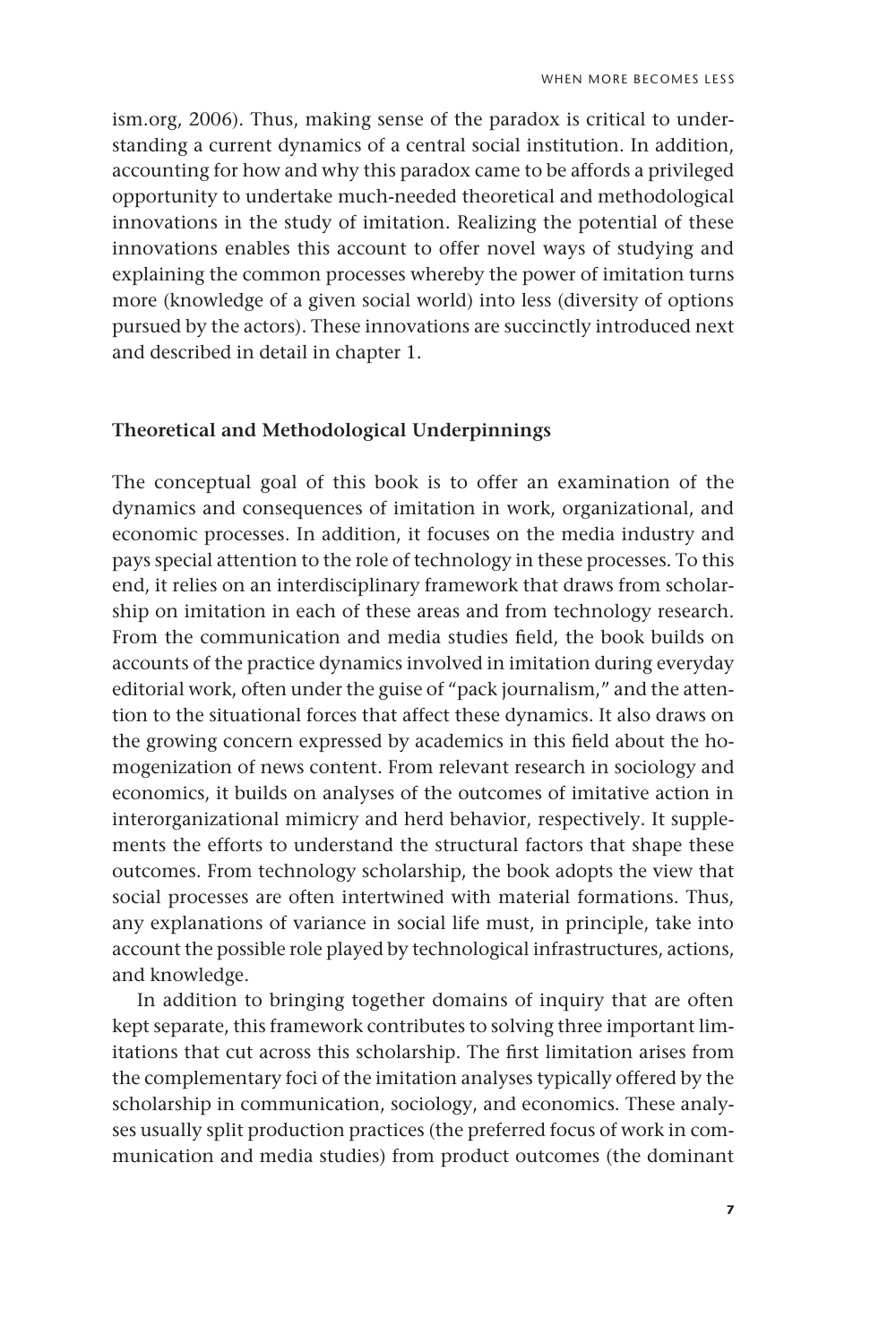ism.org, 2006). Thus, making sense of the paradox is critical to understanding a current dynamics of a central social institution. In addition, accounting for how and why this paradox came to be affords a privileged opportunity to undertake much-needed theoretical and methodological innovations in the study of imitation. Realizing the potential of these innovations enables this account to offer novel ways of studying and explaining the common processes whereby the power of imitation turns more (knowledge of a given social world) into less (diversity of options pursued by the actors). These innovations are succinctly introduced next and described in detail in chapter 1.

## Theoretical and Methodological Underpinnings

The conceptual goal of this book is to offer an examination of the dynamics and consequences of imitation in work, organizational, and economic processes. In addition, it focuses on the media industry and pays special attention to the role of technology in these processes. To this end, it relies on an interdisciplinary framework that draws from scholarship on imitation in each of these areas and from technology research. From the communication and media studies field, the book builds on accounts of the practice dynamics involved in imitation during everyday editorial work, often under the guise of "pack journalism," and the attention to the situational forces that affect these dynamics. It also draws on the growing concern expressed by academics in this field about the homogenization of news content. From relevant research in sociology and economics, it builds on analyses of the outcomes of imitative action in interorganizational mimicry and herd behavior, respectively. It supplements the efforts to understand the structural factors that shape these outcomes. From technology scholarship, the book adopts the view that social processes are often intertwined with material formations. Thus, any explanations of variance in social life must, in principle, take into account the possible role played by technological infrastructures, actions, and knowledge.

In addition to bringing together domains of inquiry that are often kept separate, this framework contributes to solving three important limitations that cut across this scholarship. The first limitation arises from the complementary foci of the imitation analyses typically offered by the scholarship in communication, sociology, and economics. These analyses usually split production practices (the preferred focus of work in communication and media studies) from product outcomes (the dominant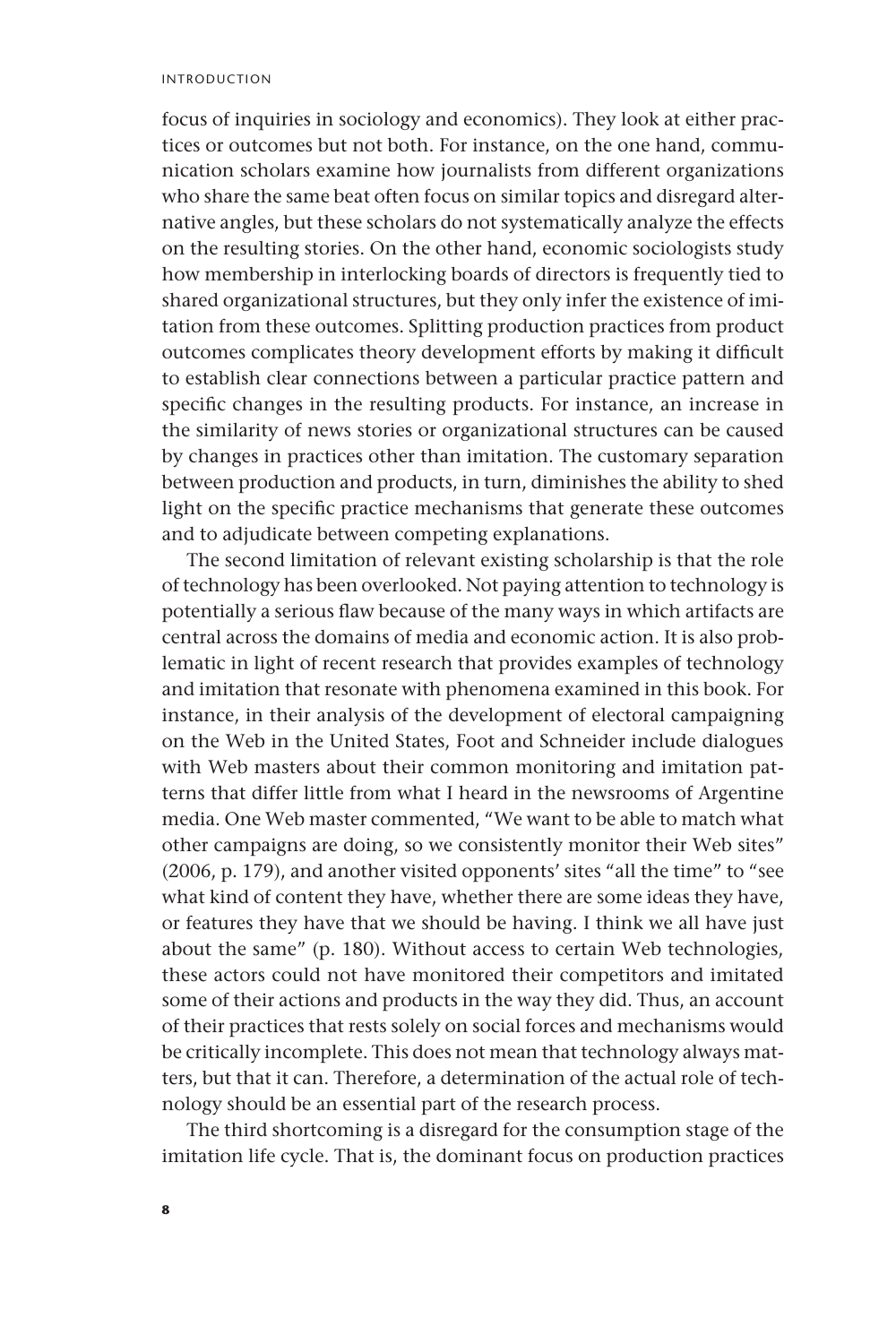focus of inquiries in sociology and economics). They look at either practices or outcomes but not both. For instance, on the one hand, communication scholars examine how journalists from different organizations who share the same beat often focus on similar topics and disregard alternative angles, but these scholars do not systematically analyze the effects on the resulting stories. On the other hand, economic sociologists study how membership in interlocking boards of directors is frequently tied to shared organizational structures, but they only infer the existence of imitation from these outcomes. Splitting production practices from product outcomes complicates theory development efforts by making it difficult to establish clear connections between a particular practice pattern and specific changes in the resulting products. For instance, an increase in the similarity of news stories or organizational structures can be caused by changes in practices other than imitation. The customary separation between production and products, in turn, diminishes the ability to shed light on the specific practice mechanisms that generate these outcomes and to adjudicate between competing explanations.

The second limitation of relevant existing scholarship is that the role of technology has been overlooked. Not paying attention to technology is potentially a serious flaw because of the many ways in which artifacts are central across the domains of media and economic action. It is also problematic in light of recent research that provides examples of technology and imitation that resonate with phenomena examined in this book. For instance, in their analysis of the development of electoral campaigning on the Web in the United States, Foot and Schneider include dialogues with Web masters about their common monitoring and imitation patterns that differ little from what I heard in the newsrooms of Argentine media. One Web master commented, "We want to be able to match what other campaigns are doing, so we consistently monitor their Web sites" (2006, p. 179), and another visited opponents' sites "all the time" to "see what kind of content they have, whether there are some ideas they have, or features they have that we should be having. I think we all have just about the same" (p. 180). Without access to certain Web technologies, these actors could not have monitored their competitors and imitated some of their actions and products in the way they did. Thus, an account of their practices that rests solely on social forces and mechanisms would be critically incomplete. This does not mean that technology always matters, but that it can. Therefore, a determination of the actual role of technology should be an essential part of the research process.

The third shortcoming is a disregard for the consumption stage of the imitation life cycle. That is, the dominant focus on production practices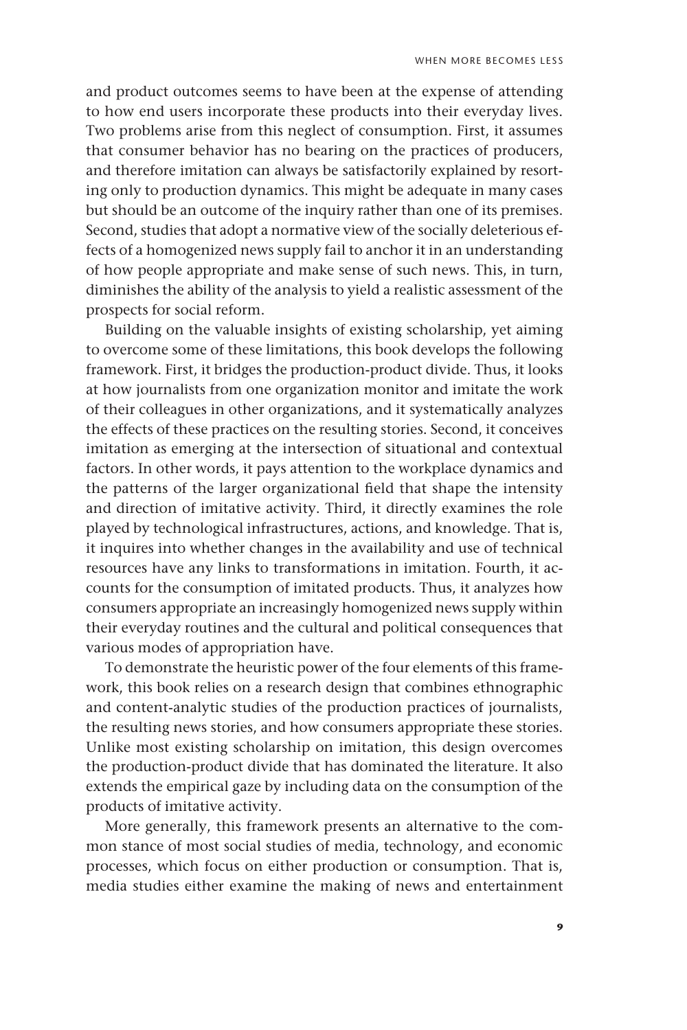and product outcomes seems to have been at the expense of attending to how end users incorporate these products into their everyday lives. Two problems arise from this neglect of consumption. First, it assumes that consumer behavior has no bearing on the practices of producers, and therefore imitation can always be satisfactorily explained by resorting only to production dynamics. This might be adequate in many cases but should be an outcome of the inquiry rather than one of its premises. Second, studies that adopt a normative view of the socially deleterious effects of a homogenized news supply fail to anchor it in an understanding of how people appropriate and make sense of such news. This, in turn, diminishes the ability of the analysis to yield a realistic assessment of the prospects for social reform.

Building on the valuable insights of existing scholarship, yet aiming to overcome some of these limitations, this book develops the following framework. First, it bridges the production-product divide. Thus, it looks at how journalists from one organization monitor and imitate the work of their colleagues in other organizations, and it systematically analyzes the effects of these practices on the resulting stories. Second, it conceives imitation as emerging at the intersection of situational and contextual factors. In other words, it pays attention to the workplace dynamics and the patterns of the larger organizational field that shape the intensity and direction of imitative activity. Third, it directly examines the role played by technological infrastructures, actions, and knowledge. That is, it inquires into whether changes in the availability and use of technical resources have any links to transformations in imitation. Fourth, it accounts for the consumption of imitated products. Thus, it analyzes how consumers appropriate an increasingly homogenized news supply within their everyday routines and the cultural and political consequences that various modes of appropriation have.

To demonstrate the heuristic power of the four elements of this framework, this book relies on a research design that combines ethnographic and content-analytic studies of the production practices of journalists, the resulting news stories, and how consumers appropriate these stories. Unlike most existing scholarship on imitation, this design overcomes the production-product divide that has dominated the literature. It also extends the empirical gaze by including data on the consumption of the products of imitative activity.

More generally, this framework presents an alternative to the common stance of most social studies of media, technology, and economic processes, which focus on either production or consumption. That is, media studies either examine the making of news and entertainment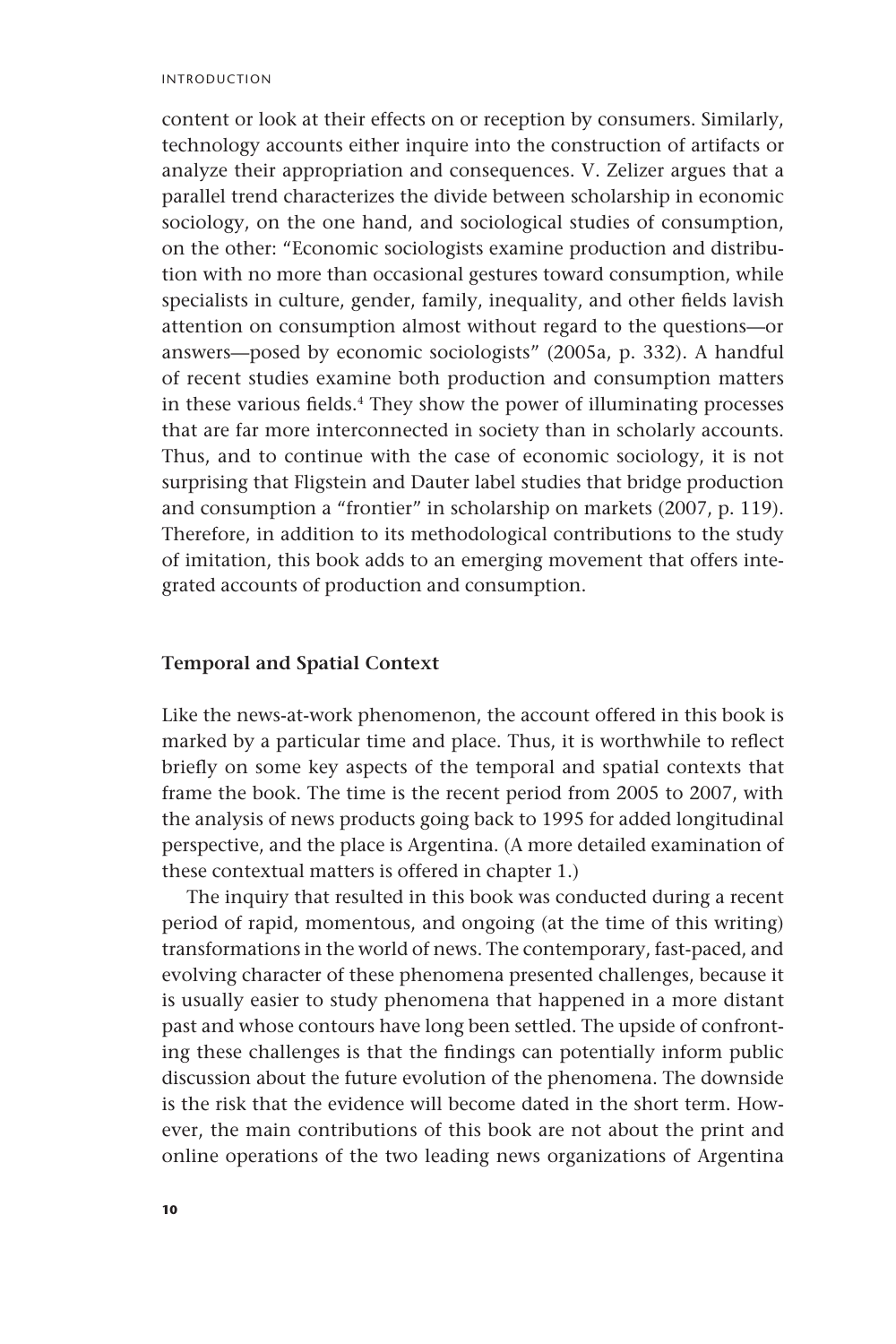content or look at their effects on or reception by consumers. Similarly, technology accounts either inquire into the construction of artifacts or analyze their appropriation and consequences. V. Zelizer argues that a parallel trend characterizes the divide between scholarship in economic sociology, on the one hand, and sociological studies of consumption, on the other: "Economic sociologists examine production and distribution with no more than occasional gestures toward consumption, while specialists in culture, gender, family, inequality, and other fields lavish attention on consumption almost without regard to the questions—or answers—posed by economic sociologists" (2005a, p. 332). A handful of recent studies examine both production and consumption matters in these various fields.[4] They show the power of illuminating processes that are far more interconnected in society than in scholarly accounts. Thus, and to continue with the case of economic sociology, it is not surprising that Fligstein and Dauter label studies that bridge production and consumption a "frontier" in scholarship on markets (2007, p. 119). Therefore, in addition to its methodological contributions to the study of imitation, this book adds to an emerging movement that offers integrated accounts of production and consumption.

### Temporal and Spatial Context

Like the news-at-work phenomenon, the account offered in this book is marked by a particular time and place. Thus, it is worthwhile to reflect briefly on some key aspects of the temporal and spatial contexts that frame the book. The time is the recent period from 2005 to 2007, with the analysis of news products going back to 1995 for added longitudinal perspective, and the place is Argentina. (A more detailed examination of these contextual matters is offered in chapter 1.)

The inquiry that resulted in this book was conducted during a recent period of rapid, momentous, and ongoing (at the time of this writing) transformations in the world of news. The contemporary, fast-paced, and evolving character of these phenomena presented challenges, because it is usually easier to study phenomena that happened in a more distant past and whose contours have long been settled. The upside of confronting these challenges is that the findings can potentially inform public discussion about the future evolution of the phenomena. The downside is the risk that the evidence will become dated in the short term. However, the main contributions of this book are not about the print and online operations of the two leading news organizations of Argentina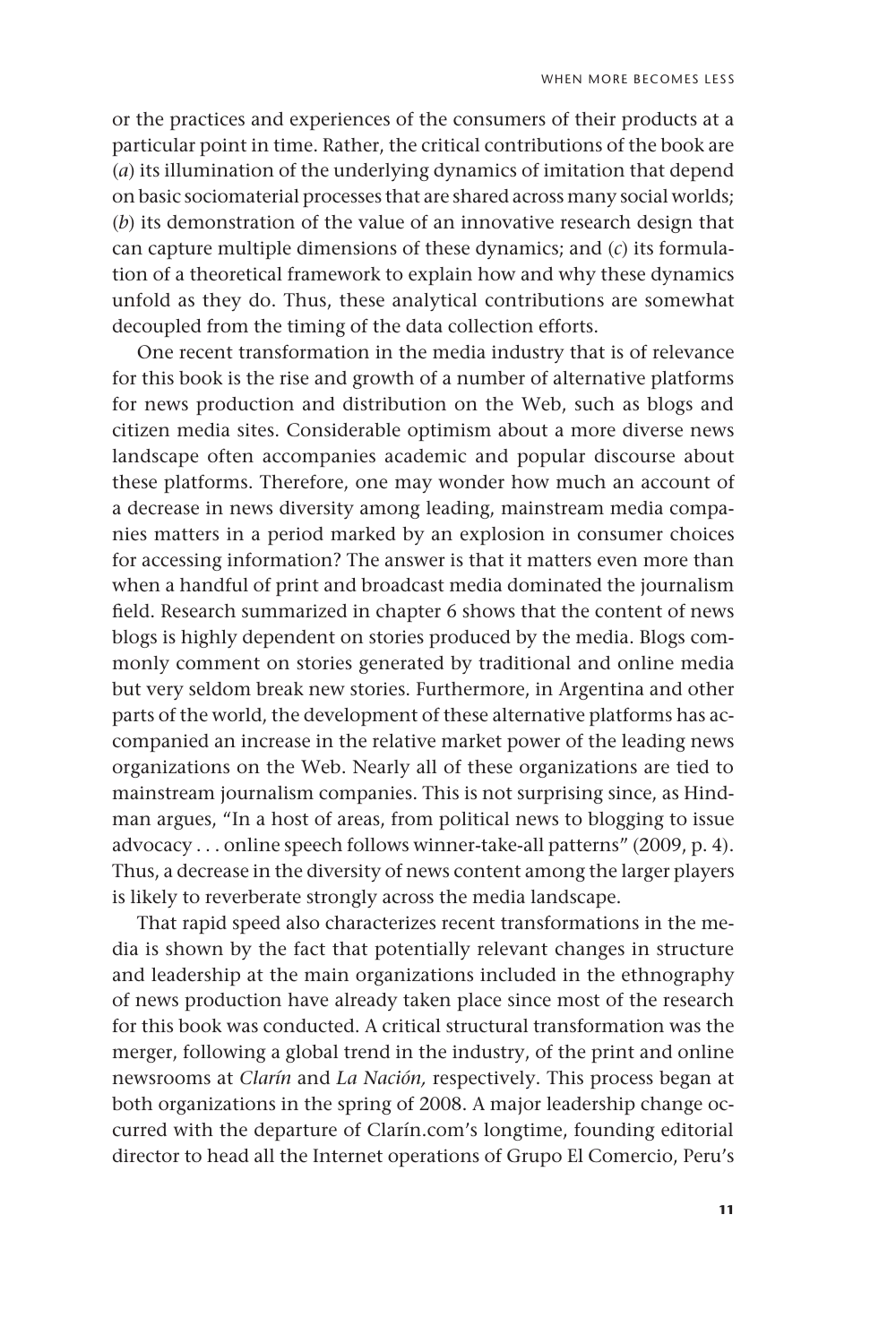or the practices and experiences of the consumers of their products at a particular point in time. Rather, the critical contributions of the book are (*a*) its illumination of the underlying dynamics of imitation that depend on basic sociomaterial processes that are shared across many social worlds; (*b*) its demonstration of the value of an innovative research design that can capture multiple dimensions of these dynamics; and (*c*) its formulation of a theoretical framework to explain how and why these dynamics unfold as they do. Thus, these analytical contributions are somewhat decoupled from the timing of the data collection efforts.

One recent transformation in the media industry that is of relevance for this book is the rise and growth of a number of alternative platforms for news production and distribution on the Web, such as blogs and citizen media sites. Considerable optimism about a more diverse news landscape often accompanies academic and popular discourse about these platforms. Therefore, one may wonder how much an account of a decrease in news diversity among leading, mainstream media companies matters in a period marked by an explosion in consumer choices for accessing information? The answer is that it matters even more than when a handful of print and broadcast media dominated the journalism field. Research summarized in chapter 6 shows that the content of news blogs is highly dependent on stories produced by the media. Blogs commonly comment on stories generated by traditional and online media but very seldom break new stories. Furthermore, in Argentina and other parts of the world, the development of these alternative platforms has accompanied an increase in the relative market power of the leading news organizations on the Web. Nearly all of these organizations are tied to mainstream journalism companies. This is not surprising since, as Hindman argues, "In a host of areas, from political news to blogging to issue advocacy . . . online speech follows winner-take-all patterns" (2009, p. 4). Thus, a decrease in the diversity of news content among the larger players is likely to reverberate strongly across the media landscape.

That rapid speed also characterizes recent transformations in the media is shown by the fact that potentially relevant changes in structure and leadership at the main organizations included in the ethnography of news production have already taken place since most of the research for this book was conducted. A critical structural transformation was the merger, following a global trend in the industry, of the print and online newsrooms at *Clarín* and *La Nación,* respectively. This process began at both organizations in the spring of 2008. A major leadership change occurred with the departure of Clarín.com's longtime, founding editorial director to head all the Internet operations of Grupo El Comercio, Peru's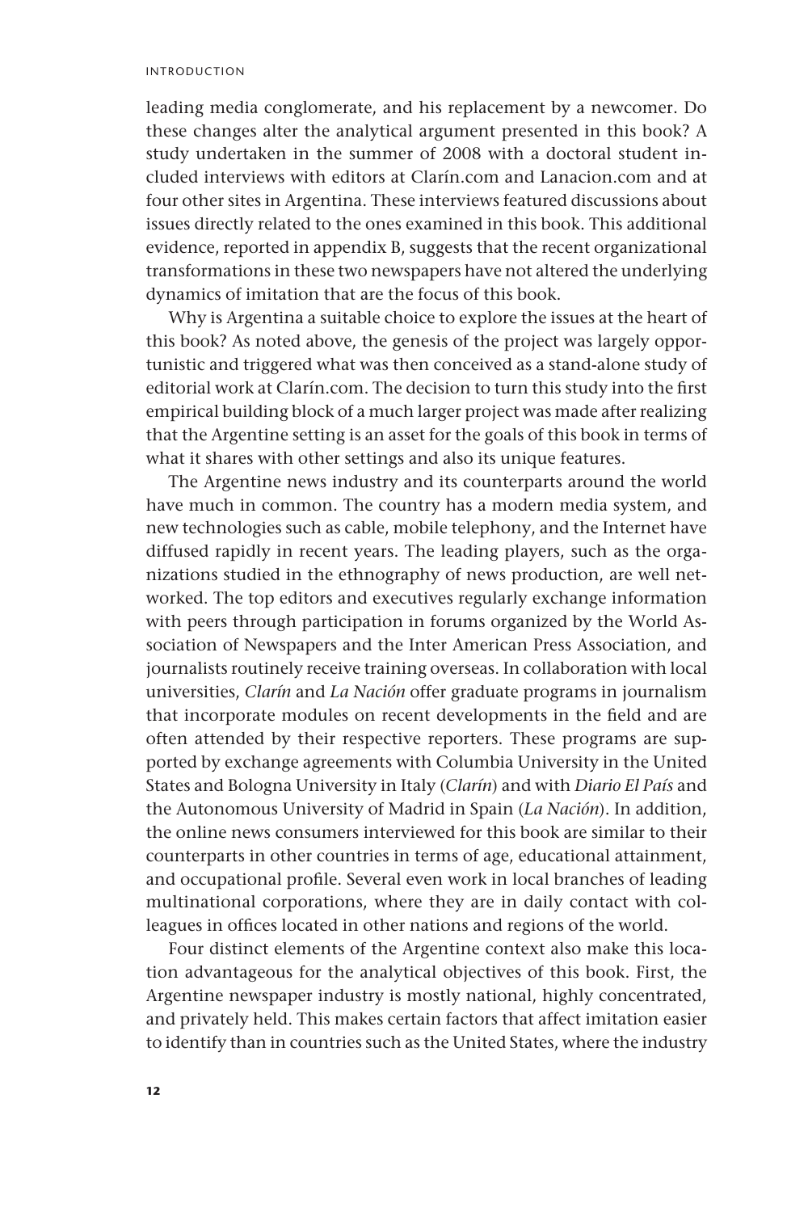leading media conglomerate, and his replacement by a newcomer. Do these changes alter the analytical argument presented in this book? A study undertaken in the summer of 2008 with a doctoral student included interviews with editors at Clarín.com and Lanacion.com and at four other sites in Argentina. These interviews featured discussions about issues directly related to the ones examined in this book. This additional evidence, reported in appendix B, suggests that the recent organizational transformations in these two newspapers have not altered the underlying dynamics of imitation that are the focus of this book.

Why is Argentina a suitable choice to explore the issues at the heart of this book? As noted above, the genesis of the project was largely opportunistic and triggered what was then conceived as a stand-alone study of editorial work at Clarín.com. The decision to turn this study into the first empirical building block of a much larger project was made after realizing that the Argentine setting is an asset for the goals of this book in terms of what it shares with other settings and also its unique features.

The Argentine news industry and its counterparts around the world have much in common. The country has a modern media system, and new technologies such as cable, mobile telephony, and the Internet have diffused rapidly in recent years. The leading players, such as the organizations studied in the ethnography of news production, are well networked. The top editors and executives regularly exchange information with peers through participation in forums organized by the World Association of Newspapers and the Inter American Press Association, and journalists routinely receive training overseas. In collaboration with local universities, *Clarín* and *La Nación* offer graduate programs in journalism that incorporate modules on recent developments in the field and are often attended by their respective reporters. These programs are supported by exchange agreements with Columbia University in the United States and Bologna University in Italy (*Clarín*) and with *Diario El País* and the Autonomous University of Madrid in Spain (*La Nación*). In addition, the online news consumers interviewed for this book are similar to their counterparts in other countries in terms of age, educational attainment, and occupational profile. Several even work in local branches of leading multinational corporations, where they are in daily contact with colleagues in offices located in other nations and regions of the world.

Four distinct elements of the Argentine context also make this location advantageous for the analytical objectives of this book. First, the Argentine newspaper industry is mostly national, highly concentrated, and privately held. This makes certain factors that affect imitation easier to identify than in countries such as the United States, where the industry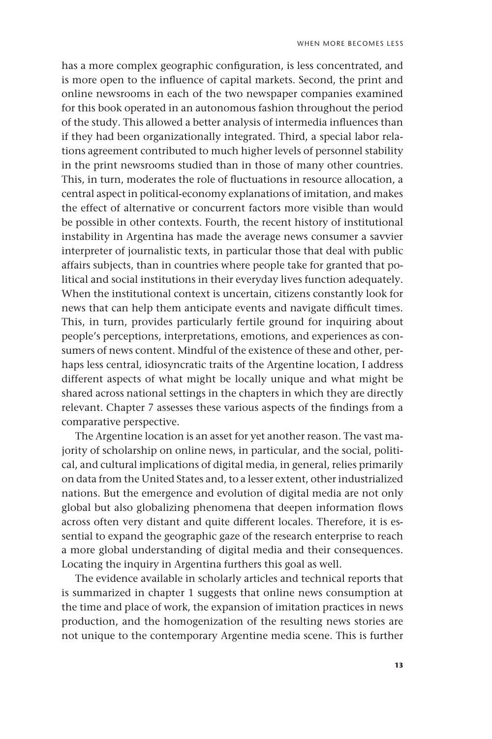has a more complex geographic configuration, is less concentrated, and is more open to the influence of capital markets. Second, the print and online newsrooms in each of the two newspaper companies examined for this book operated in an autonomous fashion throughout the period of the study. This allowed a better analysis of intermedia influences than if they had been organizationally integrated. Third, a special labor relations agreement contributed to much higher levels of personnel stability in the print newsrooms studied than in those of many other countries. This, in turn, moderates the role of fluctuations in resource allocation, a central aspect in political-economy explanations of imitation, and makes the effect of alternative or concurrent factors more visible than would be possible in other contexts. Fourth, the recent history of institutional instability in Argentina has made the average news consumer a savvier interpreter of journalistic texts, in particular those that deal with public affairs subjects, than in countries where people take for granted that political and social institutions in their everyday lives function adequately. When the institutional context is uncertain, citizens constantly look for news that can help them anticipate events and navigate difficult times. This, in turn, provides particularly fertile ground for inquiring about people's perceptions, interpretations, emotions, and experiences as consumers of news content. Mindful of the existence of these and other, perhaps less central, idiosyncratic traits of the Argentine location, I address different aspects of what might be locally unique and what might be shared across national settings in the chapters in which they are directly relevant. Chapter 7 assesses these various aspects of the findings from a comparative perspective.

The Argentine location is an asset for yet another reason. The vast majority of scholarship on online news, in particular, and the social, political, and cultural implications of digital media, in general, relies primarily on data from the United States and, to a lesser extent, other industrialized nations. But the emergence and evolution of digital media are not only global but also globalizing phenomena that deepen information flows across often very distant and quite different locales. Therefore, it is essential to expand the geographic gaze of the research enterprise to reach a more global understanding of digital media and their consequences. Locating the inquiry in Argentina furthers this goal as well.

The evidence available in scholarly articles and technical reports that is summarized in chapter 1 suggests that online news consumption at the time and place of work, the expansion of imitation practices in news production, and the homogenization of the resulting news stories are not unique to the contemporary Argentine media scene. This is further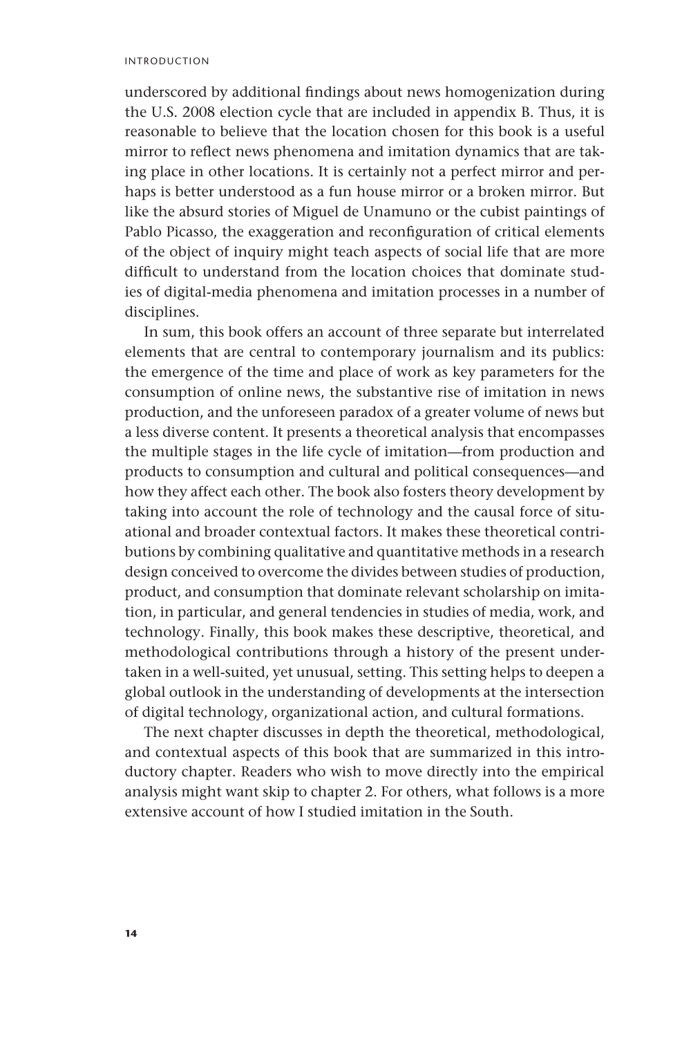underscored by additional findings about news homogenization during the U.S. 2008 election cycle that are included in appendix B. Thus, it is reasonable to believe that the location chosen for this book is a useful mirror to reflect news phenomena and imitation dynamics that are taking place in other locations. It is certainly not a perfect mirror and perhaps is better understood as a fun house mirror or a broken mirror. But like the absurd stories of Miguel de Unamuno or the cubist paintings of Pablo Picasso, the exaggeration and reconfiguration of critical elements of the object of inquiry might teach aspects of social life that are more difficult to understand from the location choices that dominate studies of digital-media phenomena and imitation processes in a number of disciplines.

In sum, this book offers an account of three separate but interrelated elements that are central to contemporary journalism and its publics: the emergence of the time and place of work as key parameters for the consumption of online news, the substantive rise of imitation in news production, and the unforeseen paradox of a greater volume of news but a less diverse content. It presents a theoretical analysis that encompasses the multiple stages in the life cycle of imitation—from production and products to consumption and cultural and political consequences—and how they affect each other. The book also fosters theory development by taking into account the role of technology and the causal force of situational and broader contextual factors. It makes these theoretical contributions by combining qualitative and quantitative methods in a research design conceived to overcome the divides between studies of production, product, and consumption that dominate relevant scholarship on imitation, in particular, and general tendencies in studies of media, work, and technology. Finally, this book makes these descriptive, theoretical, and methodological contributions through a history of the present undertaken in a well-suited, yet unusual, setting. This setting helps to deepen a global outlook in the understanding of developments at the intersection of digital technology, organizational action, and cultural formations.

The next chapter discusses in depth the theoretical, methodological, and contextual aspects of this book that are summarized in this introductory chapter. Readers who wish to move directly into the empirical analysis might want skip to chapter 2. For others, what follows is a more extensive account of how I studied imitation in the South.